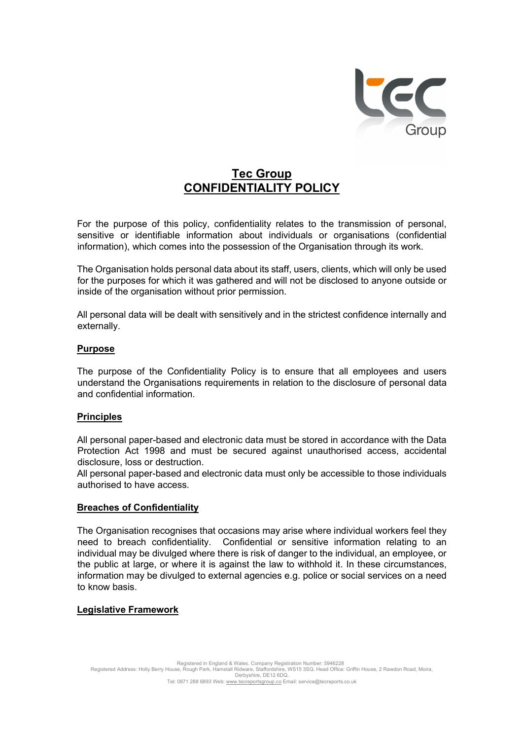# Tec Group
# CONFIDENTIALITY POLICY

For the purpose of this policy, confidentiality relates to the transmission of personal, sensitive or identifiable information about individuals or organisations (confidential information), which comes into the possession of the Organisation through its work.

The Organisation holds personal data about its staff, users, clients, which will only be used for the purposes for which it was gathered and will not be disclosed to anyone outside or inside of the organisation without prior permission.

All personal data will be dealt with sensitively and in the strictest confidence internally and externally.

## Purpose

The purpose of the Confidentiality Policy is to ensure that all employees and users understand the Organisations requirements in relation to the disclosure of personal data and confidential information.

## Principles

All personal paper-based and electronic data must be stored in accordance with the Data Protection Act 1998 and must be secured against unauthorised access, accidental disclosure, loss or destruction.
All personal paper-based and electronic data must only be accessible to those individuals authorised to have access.

## Breaches of Confidentiality

The Organisation recognises that occasions may arise where individual workers feel they need to breach confidentiality. Confidential or sensitive information relating to an individual may be divulged where there is risk of danger to the individual, an employee, or the public at large, or where it is against the law to withhold it. In these circumstances, information may be divulged to external agencies e.g. police or social services on a need to know basis.

## Legislative Framework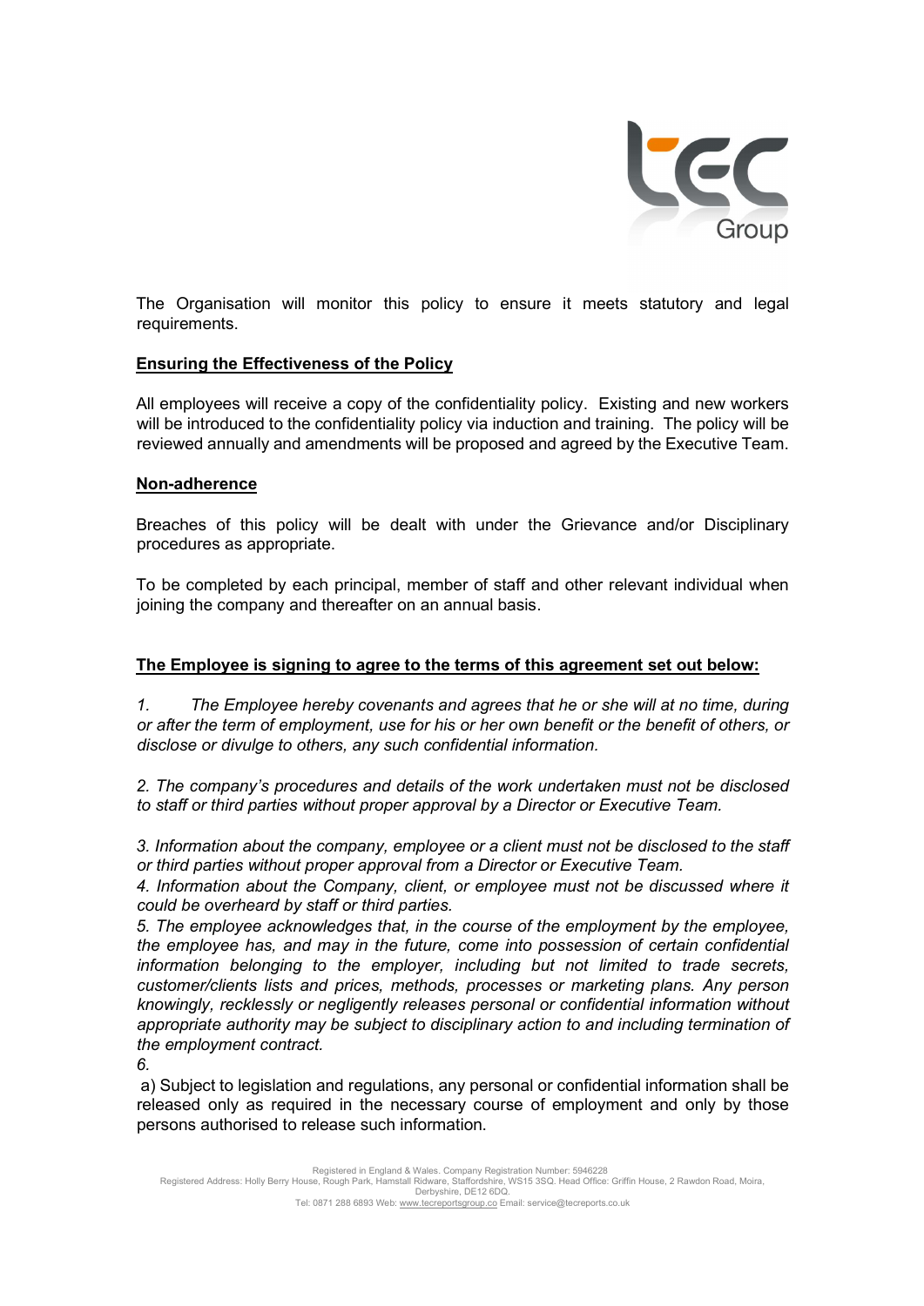The Organisation will monitor this policy to ensure it meets statutory and legal requirements.

## Ensuring the Effectiveness of the Policy

All employees will receive a copy of the confidentiality policy. Existing and new workers will be introduced to the confidentiality policy via induction and training. The policy will be reviewed annually and amendments will be proposed and agreed by the Executive Team.

## Non-adherence

Breaches of this policy will be dealt with under the Grievance and/or Disciplinary procedures as appropriate.

To be completed by each principal, member of staff and other relevant individual when joining the company and thereafter on an annual basis.

## The Employee is signing to agree to the terms of this agreement set out below:

*1. The Employee hereby covenants and agrees that he or she will at no time, during or after the term of employment, use for his or her own benefit or the benefit of others, or disclose or divulge to others, any such confidential information.*

*2. The company's procedures and details of the work undertaken must not be disclosed to staff or third parties without proper approval by a Director or Executive Team.*

*3. Information about the company, employee or a client must not be disclosed to the staff or third parties without proper approval from a Director or Executive Team.*

*4. Information about the Company, client, or employee must not be discussed where it could be overheard by staff or third parties.*

*5. The employee acknowledges that, in the course of the employment by the employee, the employee has, and may in the future, come into possession of certain confidential information belonging to the employer, including but not limited to trade secrets, customer/clients lists and prices, methods, processes or marketing plans. Any person knowingly, recklessly or negligently releases personal or confidential information without appropriate authority may be subject to disciplinary action to and including termination of the employment contract.*

*6.*

a) Subject to legislation and regulations, any personal or confidential information shall be released only as required in the necessary course of employment and only by those persons authorised to release such information.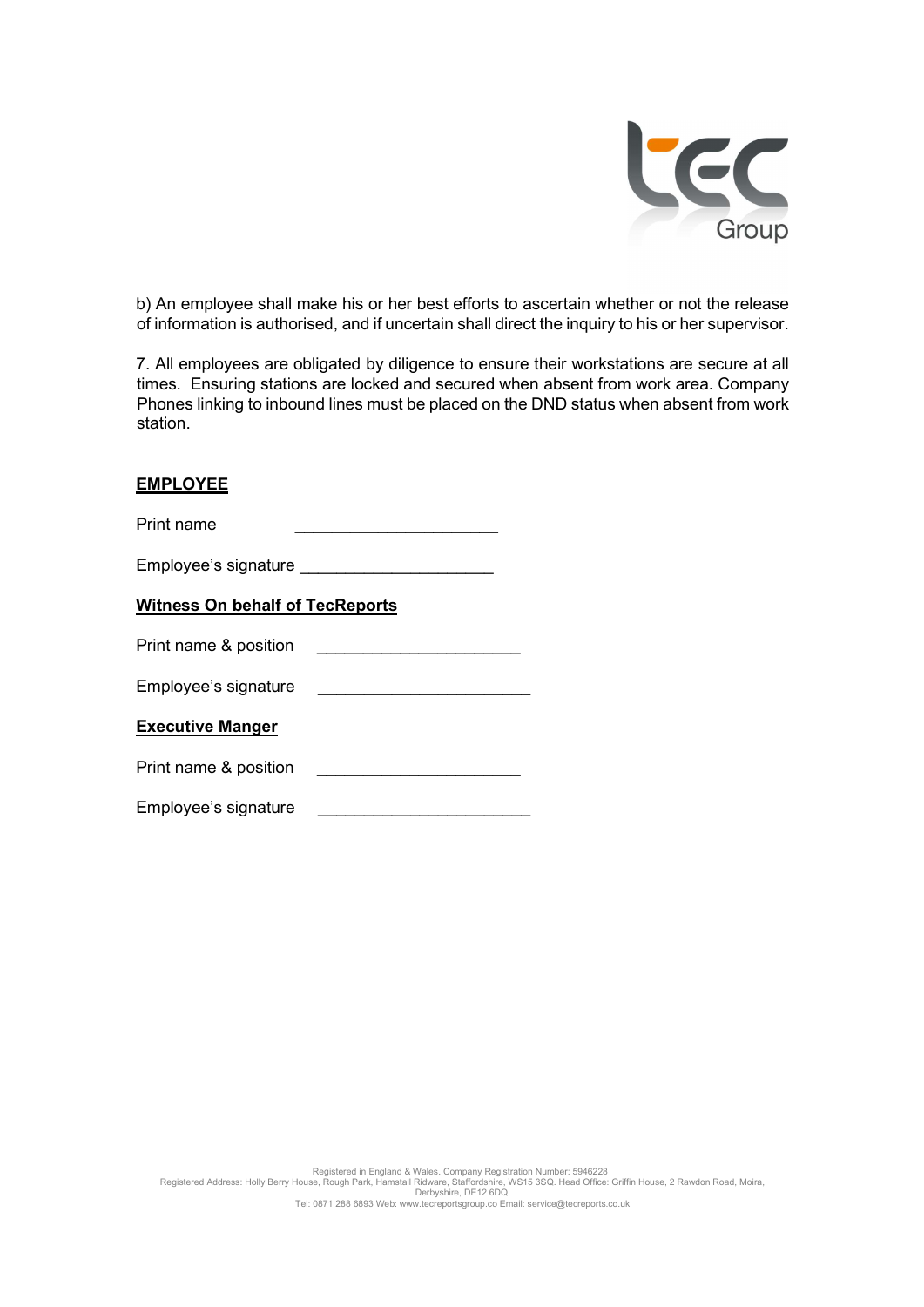b) An employee shall make his or her best efforts to ascertain whether or not the release of information is authorised, and if uncertain shall direct the inquiry to his or her supervisor.

7. All employees are obligated by diligence to ensure their workstations are secure at all times. Ensuring stations are locked and secured when absent from work area. Company Phones linking to inbound lines must be placed on the DND status when absent from work station.

**EMPLOYEE**

Print name ______________________

Employee's signature ____________________

**Witness On behalf of TecReports**

Print name & position ______________________

Employee's signature ______________________

**Executive Manger**

Print name & position ______________________

Employee's signature ______________________

Registered in England & Wales. Company Registration Number: 5946228
Registered Address: Holly Berry House, Rough Park, Hamstall Ridware, Staffordshire, WS15 3SQ. Head Office: Griffin House, 2 Rawdon Road, Moira, Derbyshire, DE12 6DQ.
Tel: 0871 288 6893 Web: www.tecreportsgroup.co Email: service@tecreports.co.uk